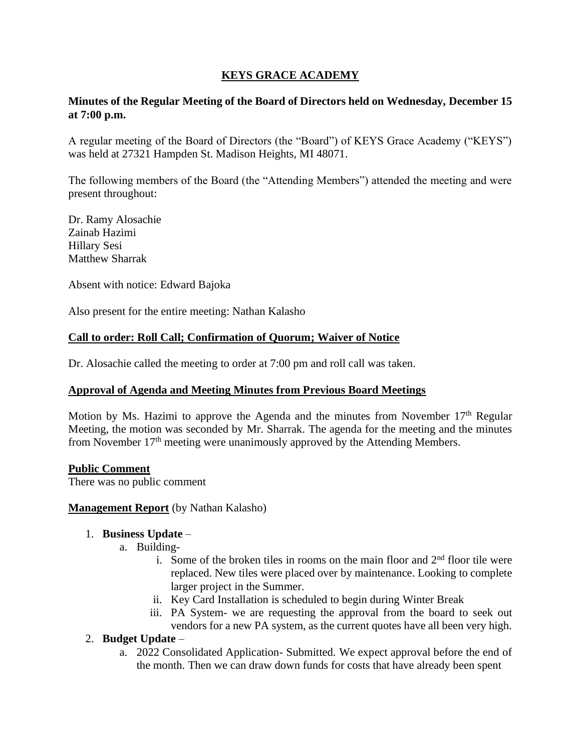# KEYS GRACE ACADEMY

**Minutes of the Regular Meeting of the Board of Directors held on Wednesday, December 15 at 7:00 p.m.**

A regular meeting of the Board of Directors (the "Board") of KEYS Grace Academy ("KEYS") was held at 27321 Hampden St. Madison Heights, MI 48071.

The following members of the Board (the "Attending Members") attended the meeting and were present throughout:

Dr. Ramy Alosachie
Zainab Hazimi
Hillary Sesi
Matthew Sharrak

Absent with notice: Edward Bajoka

Also present for the entire meeting: Nathan Kalasho

## Call to order: Roll Call; Confirmation of Quorum; Waiver of Notice

Dr. Alosachie called the meeting to order at 7:00 pm and roll call was taken.

## Approval of Agenda and Meeting Minutes from Previous Board Meetings

Motion by Ms. Hazimi to approve the Agenda and the minutes from November 17th Regular Meeting, the motion was seconded by Mr. Sharrak. The agenda for the meeting and the minutes from November 17th meeting were unanimously approved by the Attending Members.

## Public Comment

There was no public comment

**Management Report** (by Nathan Kalasho)

1. **Business Update** –
   a. Building-
      i. Some of the broken tiles in rooms on the main floor and 2nd floor tile were replaced. New tiles were placed over by maintenance. Looking to complete larger project in the Summer.
      ii. Key Card Installation is scheduled to begin during Winter Break
      iii. PA System- we are requesting the approval from the board to seek out vendors for a new PA system, as the current quotes have all been very high.
2. **Budget Update** –
   a. 2022 Consolidated Application- Submitted. We expect approval before the end of the month. Then we can draw down funds for costs that have already been spent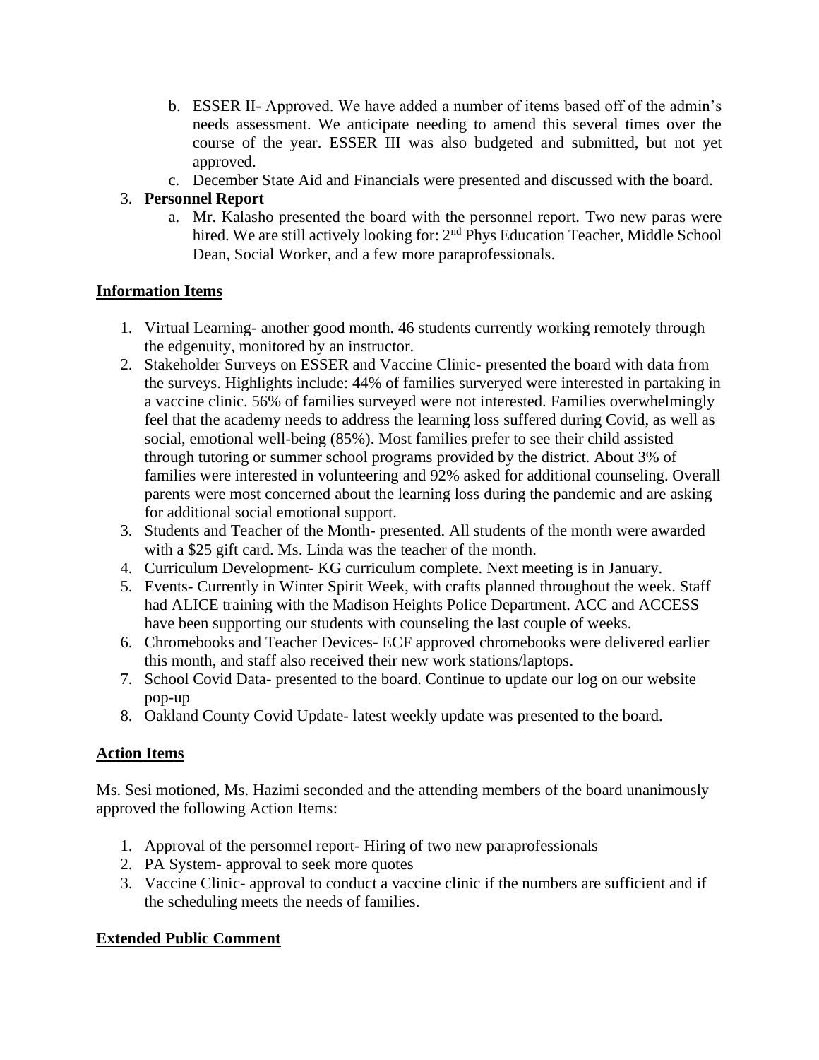b. ESSER II- Approved. We have added a number of items based off of the admin's needs assessment. We anticipate needing to amend this several times over the course of the year. ESSER III was also budgeted and submitted, but not yet approved.
   c. December State Aid and Financials were presented and discussed with the board.

3. **Personnel Report**
   a. Mr. Kalasho presented the board with the personnel report. Two new paras were hired. We are still actively looking for: 2nd Phys Education Teacher, Middle School Dean, Social Worker, and a few more paraprofessionals.

## Information Items

1. Virtual Learning- another good month. 46 students currently working remotely through the edgenuity, monitored by an instructor.
2. Stakeholder Surveys on ESSER and Vaccine Clinic- presented the board with data from the surveys. Highlights include: 44% of families surveryed were interested in partaking in a vaccine clinic. 56% of families surveyed were not interested. Families overwhelmingly feel that the academy needs to address the learning loss suffered during Covid, as well as social, emotional well-being (85%). Most families prefer to see their child assisted through tutoring or summer school programs provided by the district. About 3% of families were interested in volunteering and 92% asked for additional counseling. Overall parents were most concerned about the learning loss during the pandemic and are asking for additional social emotional support.
3. Students and Teacher of the Month- presented. All students of the month were awarded with a $25 gift card. Ms. Linda was the teacher of the month.
4. Curriculum Development- KG curriculum complete. Next meeting is in January.
5. Events- Currently in Winter Spirit Week, with crafts planned throughout the week. Staff had ALICE training with the Madison Heights Police Department. ACC and ACCESS have been supporting our students with counseling the last couple of weeks.
6. Chromebooks and Teacher Devices- ECF approved chromebooks were delivered earlier this month, and staff also received their new work stations/laptops.
7. School Covid Data- presented to the board. Continue to update our log on our website pop-up
8. Oakland County Covid Update- latest weekly update was presented to the board.

## Action Items

Ms. Sesi motioned, Ms. Hazimi seconded and the attending members of the board unanimously approved the following Action Items:

1. Approval of the personnel report- Hiring of two new paraprofessionals
2. PA System- approval to seek more quotes
3. Vaccine Clinic- approval to conduct a vaccine clinic if the numbers are sufficient and if the scheduling meets the needs of families.

## Extended Public Comment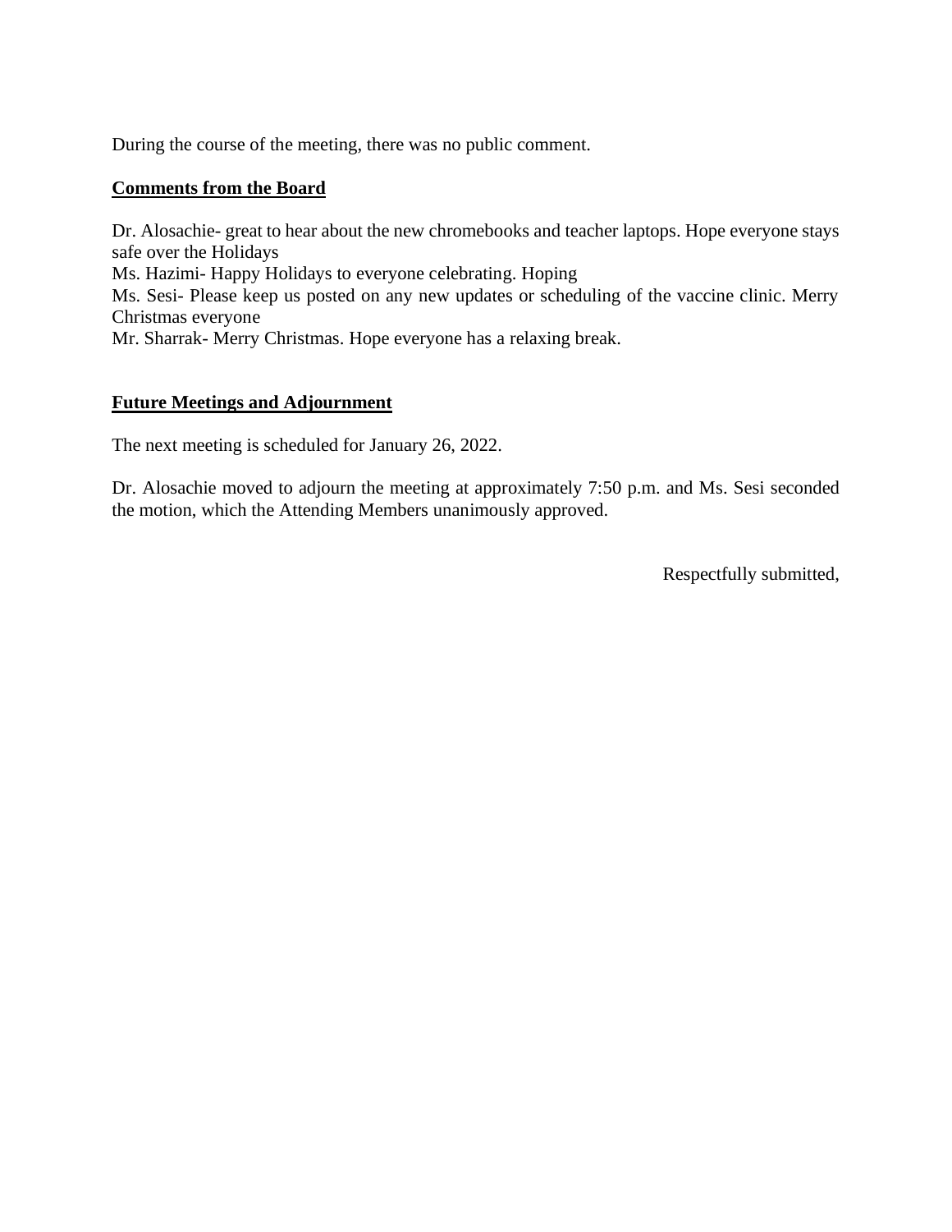During the course of the meeting, there was no public comment.

**Comments from the Board**

Dr. Alosachie- great to hear about the new chromebooks and teacher laptops. Hope everyone stays safe over the Holidays
Ms. Hazimi- Happy Holidays to everyone celebrating. Hoping
Ms. Sesi- Please keep us posted on any new updates or scheduling of the vaccine clinic. Merry Christmas everyone
Mr. Sharrak- Merry Christmas. Hope everyone has a relaxing break.

**Future Meetings and Adjournment**

The next meeting is scheduled for January 26, 2022.

Dr. Alosachie moved to adjourn the meeting at approximately 7:50 p.m. and Ms. Sesi seconded the motion, which the Attending Members unanimously approved.

Respectfully submitted,